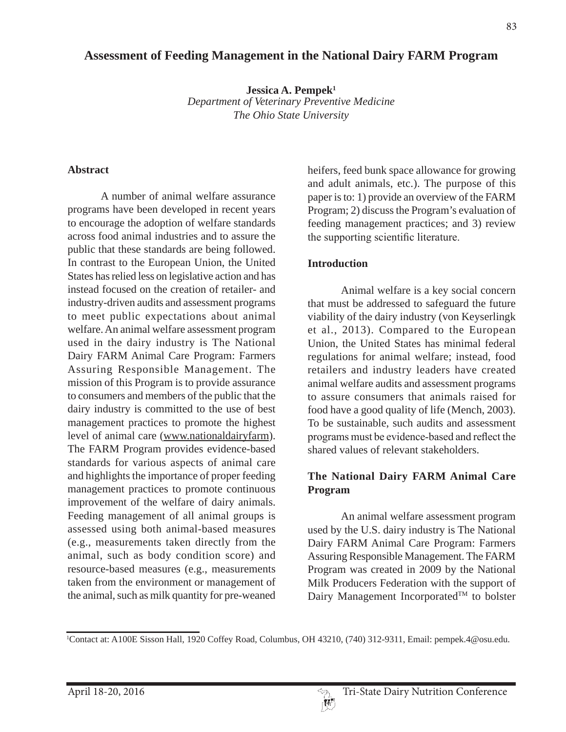# Assessment of Feeding Management in the National Dairy FARM Program

**Jessica A. Pempek**[1]
*Department of Veterinary Preventive Medicine*
*The Ohio State University*

## Abstract

A number of animal welfare assurance programs have been developed in recent years to encourage the adoption of welfare standards across food animal industries and to assure the public that these standards are being followed. In contrast to the European Union, the United States has relied less on legislative action and has instead focused on the creation of retailer- and industry-driven audits and assessment programs to meet public expectations about animal welfare. An animal welfare assessment program used in the dairy industry is The National Dairy FARM Animal Care Program: Farmers Assuring Responsible Management. The mission of this Program is to provide assurance to consumers and members of the public that the dairy industry is committed to the use of best management practices to promote the highest level of animal care (www.nationaldairyfarm). The FARM Program provides evidence-based standards for various aspects of animal care and highlights the importance of proper feeding management practices to promote continuous improvement of the welfare of dairy animals. Feeding management of all animal groups is assessed using both animal-based measures (e.g., measurements taken directly from the animal, such as body condition score) and resource-based measures (e.g., measurements taken from the environment or management of the animal, such as milk quantity for pre-weaned heifers, feed bunk space allowance for growing and adult animals, etc.). The purpose of this paper is to: 1) provide an overview of the FARM Program; 2) discuss the Program's evaluation of feeding management practices; and 3) review the supporting scientific literature.

## Introduction

Animal welfare is a key social concern that must be addressed to safeguard the future viability of the dairy industry (von Keyserlingk et al., 2013). Compared to the European Union, the United States has minimal federal regulations for animal welfare; instead, food retailers and industry leaders have created animal welfare audits and assessment programs to assure consumers that animals raised for food have a good quality of life (Mench, 2003). To be sustainable, such audits and assessment programs must be evidence-based and reflect the shared values of relevant stakeholders.

## The National Dairy FARM Animal Care Program

An animal welfare assessment program used by the U.S. dairy industry is The National Dairy FARM Animal Care Program: Farmers Assuring Responsible Management. The FARM Program was created in 2009 by the National Milk Producers Federation with the support of Dairy Management Incorporated™ to bolster

[1]Contact at: A100E Sisson Hall, 1920 Coffey Road, Columbus, OH 43210, (740) 312-9311, Email: pempek.4@osu.edu.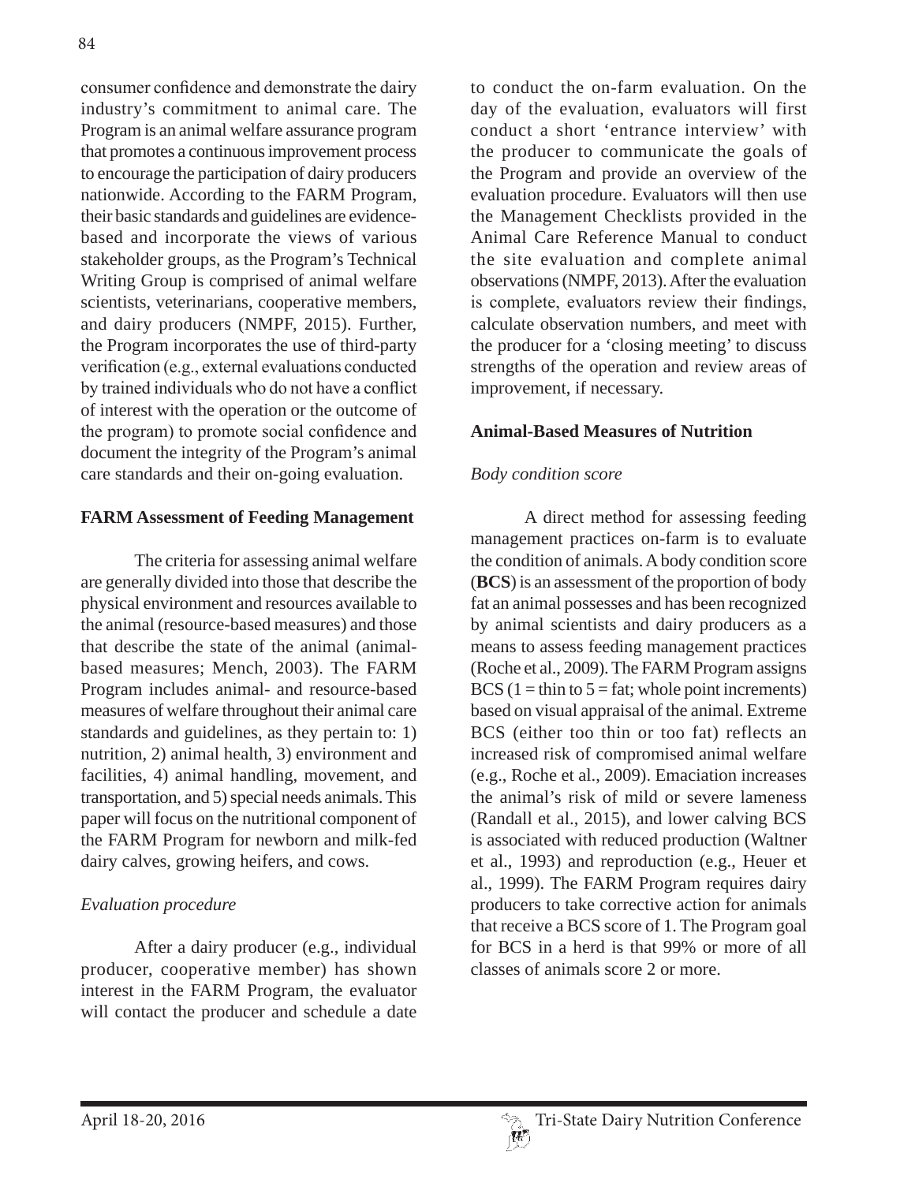consumer confidence and demonstrate the dairy industry's commitment to animal care. The Program is an animal welfare assurance program that promotes a continuous improvement process to encourage the participation of dairy producers nationwide. According to the FARM Program, their basic standards and guidelines are evidence-based and incorporate the views of various stakeholder groups, as the Program's Technical Writing Group is comprised of animal welfare scientists, veterinarians, cooperative members, and dairy producers (NMPF, 2015). Further, the Program incorporates the use of third-party verification (e.g., external evaluations conducted by trained individuals who do not have a conflict of interest with the operation or the outcome of the program) to promote social confidence and document the integrity of the Program's animal care standards and their on-going evaluation.

## FARM Assessment of Feeding Management

The criteria for assessing animal welfare are generally divided into those that describe the physical environment and resources available to the animal (resource-based measures) and those that describe the state of the animal (animal-based measures; Mench, 2003). The FARM Program includes animal- and resource-based measures of welfare throughout their animal care standards and guidelines, as they pertain to: 1) nutrition, 2) animal health, 3) environment and facilities, 4) animal handling, movement, and transportation, and 5) special needs animals. This paper will focus on the nutritional component of the FARM Program for newborn and milk-fed dairy calves, growing heifers, and cows.

### *Evaluation procedure*

After a dairy producer (e.g., individual producer, cooperative member) has shown interest in the FARM Program, the evaluator will contact the producer and schedule a date to conduct the on-farm evaluation. On the day of the evaluation, evaluators will first conduct a short 'entrance interview' with the producer to communicate the goals of the Program and provide an overview of the evaluation procedure. Evaluators will then use the Management Checklists provided in the Animal Care Reference Manual to conduct the site evaluation and complete animal observations (NMPF, 2013). After the evaluation is complete, evaluators review their findings, calculate observation numbers, and meet with the producer for a 'closing meeting' to discuss strengths of the operation and review areas of improvement, if necessary.

## Animal-Based Measures of Nutrition

### *Body condition score*

A direct method for assessing feeding management practices on-farm is to evaluate the condition of animals. A body condition score (**BCS**) is an assessment of the proportion of body fat an animal possesses and has been recognized by animal scientists and dairy producers as a means to assess feeding management practices (Roche et al., 2009). The FARM Program assigns BCS (1 = thin to 5 = fat; whole point increments) based on visual appraisal of the animal. Extreme BCS (either too thin or too fat) reflects an increased risk of compromised animal welfare (e.g., Roche et al., 2009). Emaciation increases the animal's risk of mild or severe lameness (Randall et al., 2015), and lower calving BCS is associated with reduced production (Waltner et al., 1993) and reproduction (e.g., Heuer et al., 1999). The FARM Program requires dairy producers to take corrective action for animals that receive a BCS score of 1. The Program goal for BCS in a herd is that 99% or more of all classes of animals score 2 or more.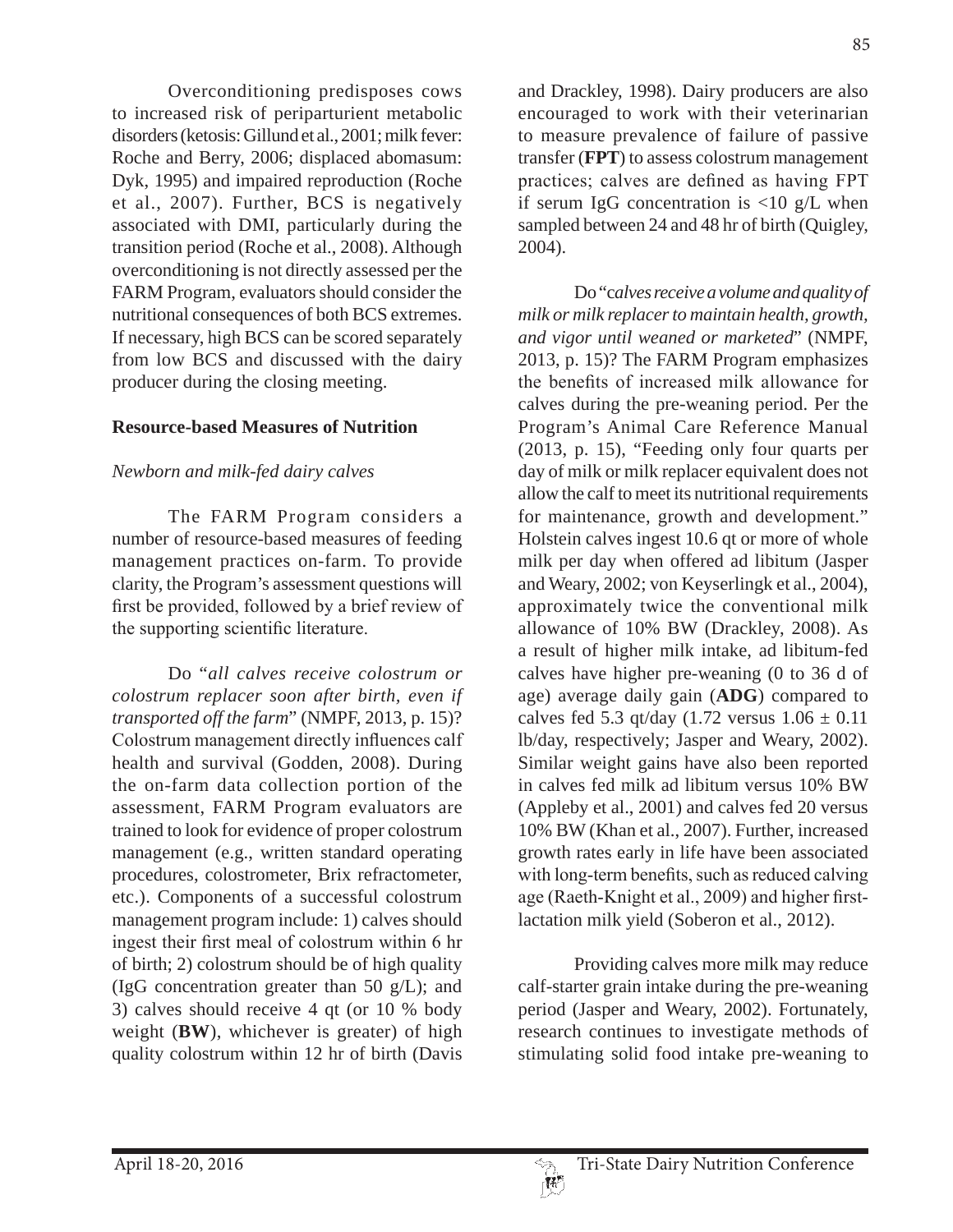Overconditioning predisposes cows to increased risk of periparturient metabolic disorders (ketosis: Gillund et al., 2001; milk fever: Roche and Berry, 2006; displaced abomasum: Dyk, 1995) and impaired reproduction (Roche et al., 2007). Further, BCS is negatively associated with DMI, particularly during the transition period (Roche et al., 2008). Although overconditioning is not directly assessed per the FARM Program, evaluators should consider the nutritional consequences of both BCS extremes. If necessary, high BCS can be scored separately from low BCS and discussed with the dairy producer during the closing meeting.

**Resource-based Measures of Nutrition**

*Newborn and milk-fed dairy calves*

The FARM Program considers a number of resource-based measures of feeding management practices on-farm. To provide clarity, the Program's assessment questions will first be provided, followed by a brief review of the supporting scientific literature.

Do "*all calves receive colostrum or colostrum replacer soon after birth, even if transported off the farm*" (NMPF, 2013, p. 15)? Colostrum management directly influences calf health and survival (Godden, 2008). During the on-farm data collection portion of the assessment, FARM Program evaluators are trained to look for evidence of proper colostrum management (e.g., written standard operating procedures, colostrometer, Brix refractometer, etc.). Components of a successful colostrum management program include: 1) calves should ingest their first meal of colostrum within 6 hr of birth; 2) colostrum should be of high quality (IgG concentration greater than 50 g/L); and 3) calves should receive 4 qt (or 10 % body weight (**BW**), whichever is greater) of high quality colostrum within 12 hr of birth (Davis and Drackley, 1998). Dairy producers are also encouraged to work with their veterinarian to measure prevalence of failure of passive transfer (**FPT**) to assess colostrum management practices; calves are defined as having FPT if serum IgG concentration is <10 g/L when sampled between 24 and 48 hr of birth (Quigley, 2004).

Do "*calves receive a volume and quality of milk or milk replacer to maintain health, growth, and vigor until weaned or marketed*" (NMPF, 2013, p. 15)? The FARM Program emphasizes the benefits of increased milk allowance for calves during the pre-weaning period. Per the Program's Animal Care Reference Manual (2013, p. 15), "Feeding only four quarts per day of milk or milk replacer equivalent does not allow the calf to meet its nutritional requirements for maintenance, growth and development." Holstein calves ingest 10.6 qt or more of whole milk per day when offered ad libitum (Jasper and Weary, 2002; von Keyserlingk et al., 2004), approximately twice the conventional milk allowance of 10% BW (Drackley, 2008). As a result of higher milk intake, ad libitum-fed calves have higher pre-weaning (0 to 36 d of age) average daily gain (**ADG**) compared to calves fed 5.3 qt/day (1.72 versus 1.06 ± 0.11 lb/day, respectively; Jasper and Weary, 2002). Similar weight gains have also been reported in calves fed milk ad libitum versus 10% BW (Appleby et al., 2001) and calves fed 20 versus 10% BW (Khan et al., 2007). Further, increased growth rates early in life have been associated with long-term benefits, such as reduced calving age (Raeth-Knight et al., 2009) and higher first-lactation milk yield (Soberon et al., 2012).

Providing calves more milk may reduce calf-starter grain intake during the pre-weaning period (Jasper and Weary, 2002). Fortunately, research continues to investigate methods of stimulating solid food intake pre-weaning to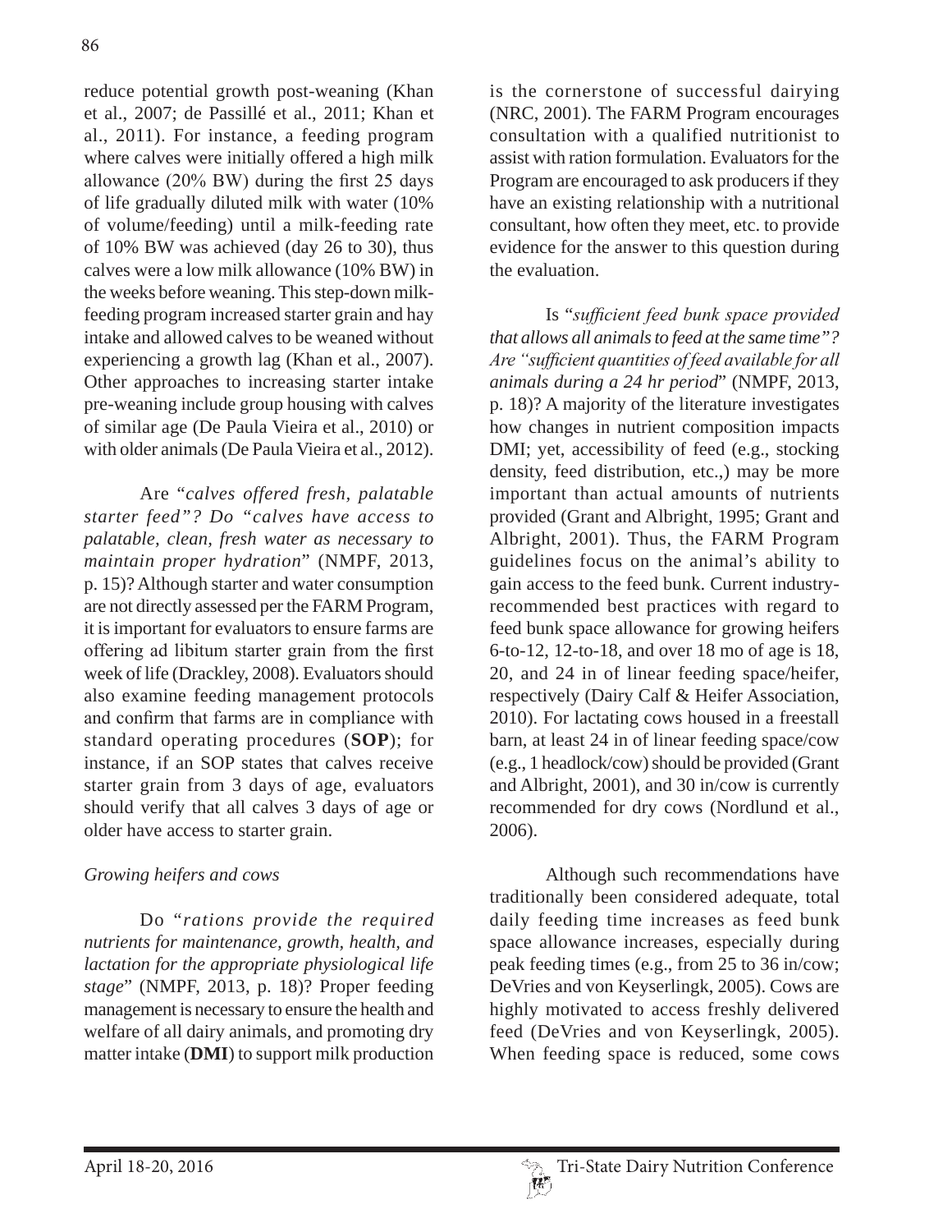reduce potential growth post-weaning (Khan et al., 2007; de Passillé et al., 2011; Khan et al., 2011). For instance, a feeding program where calves were initially offered a high milk allowance (20% BW) during the first 25 days of life gradually diluted milk with water (10% of volume/feeding) until a milk-feeding rate of 10% BW was achieved (day 26 to 30), thus calves were a low milk allowance (10% BW) in the weeks before weaning. This step-down milk-feeding program increased starter grain and hay intake and allowed calves to be weaned without experiencing a growth lag (Khan et al., 2007). Other approaches to increasing starter intake pre-weaning include group housing with calves of similar age (De Paula Vieira et al., 2010) or with older animals (De Paula Vieira et al., 2012).

Are "*calves offered fresh, palatable starter feed*"? Do "*calves have access to palatable, clean, fresh water as necessary to maintain proper hydration*" (NMPF, 2013, p. 15)? Although starter and water consumption are not directly assessed per the FARM Program, it is important for evaluators to ensure farms are offering ad libitum starter grain from the first week of life (Drackley, 2008). Evaluators should also examine feeding management protocols and confirm that farms are in compliance with standard operating procedures (**SOP**); for instance, if an SOP states that calves receive starter grain from 3 days of age, evaluators should verify that all calves 3 days of age or older have access to starter grain.

*Growing heifers and cows*

Do "*rations provide the required nutrients for maintenance, growth, health, and lactation for the appropriate physiological life stage*" (NMPF, 2013, p. 18)? Proper feeding management is necessary to ensure the health and welfare of all dairy animals, and promoting dry matter intake (**DMI**) to support milk production is the cornerstone of successful dairying (NRC, 2001). The FARM Program encourages consultation with a qualified nutritionist to assist with ration formulation. Evaluators for the Program are encouraged to ask producers if they have an existing relationship with a nutritional consultant, how often they meet, etc. to provide evidence for the answer to this question during the evaluation.

Is "*sufficient feed bunk space provided that allows all animals to feed at the same time*"? *Are "sufficient quantities of feed available for all animals during a 24 hr period*" (NMPF, 2013, p. 18)? A majority of the literature investigates how changes in nutrient composition impacts DMI; yet, accessibility of feed (e.g., stocking density, feed distribution, etc.,) may be more important than actual amounts of nutrients provided (Grant and Albright, 1995; Grant and Albright, 2001). Thus, the FARM Program guidelines focus on the animal's ability to gain access to the feed bunk. Current industry-recommended best practices with regard to feed bunk space allowance for growing heifers 6-to-12, 12-to-18, and over 18 mo of age is 18, 20, and 24 in of linear feeding space/heifer, respectively (Dairy Calf & Heifer Association, 2010). For lactating cows housed in a freestall barn, at least 24 in of linear feeding space/cow (e.g., 1 headlock/cow) should be provided (Grant and Albright, 2001), and 30 in/cow is currently recommended for dry cows (Nordlund et al., 2006).

Although such recommendations have traditionally been considered adequate, total daily feeding time increases as feed bunk space allowance increases, especially during peak feeding times (e.g., from 25 to 36 in/cow; DeVries and von Keyserlingk, 2005). Cows are highly motivated to access freshly delivered feed (DeVries and von Keyserlingk, 2005). When feeding space is reduced, some cows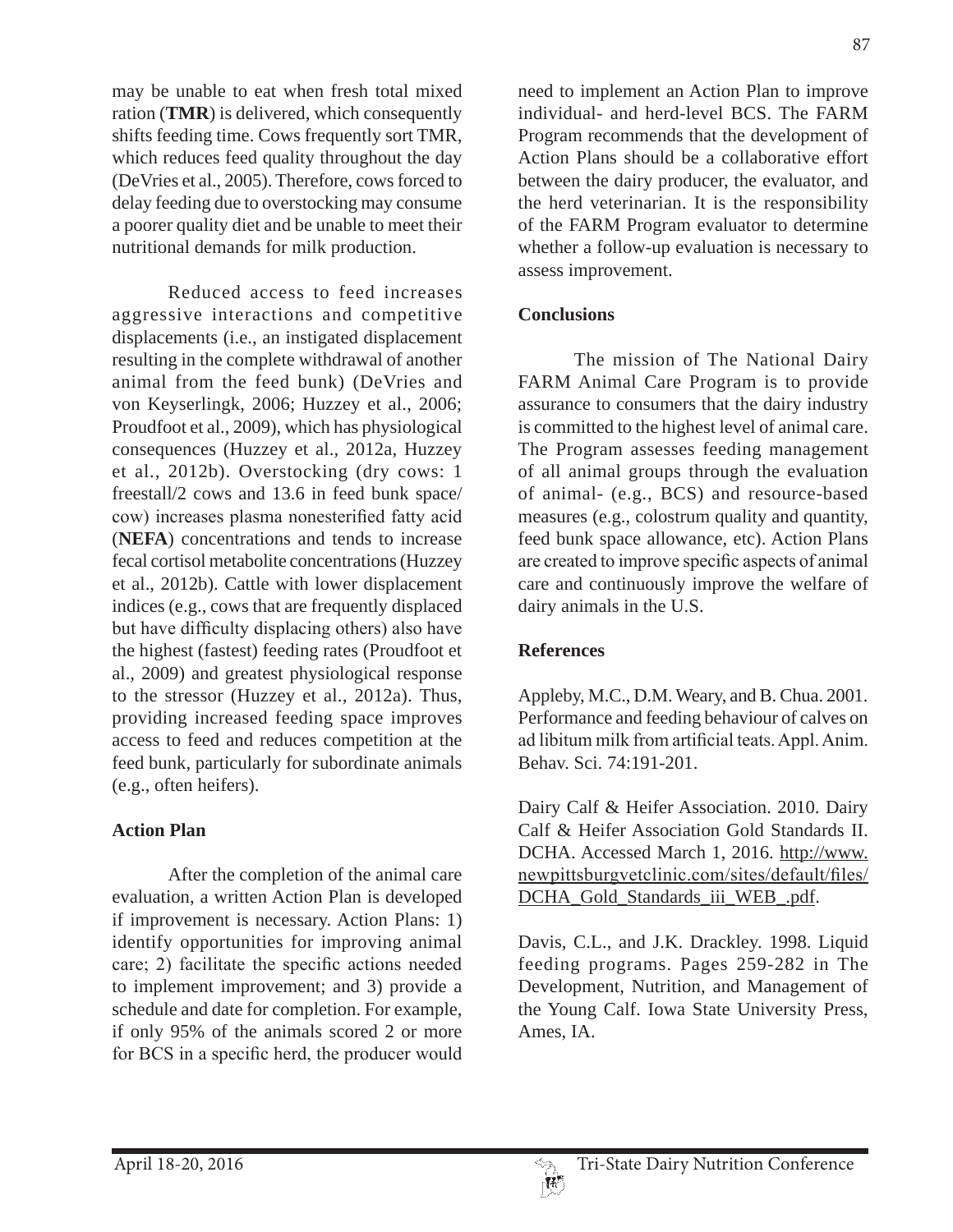may be unable to eat when fresh total mixed ration (**TMR**) is delivered, which consequently shifts feeding time. Cows frequently sort TMR, which reduces feed quality throughout the day (DeVries et al., 2005). Therefore, cows forced to delay feeding due to overstocking may consume a poorer quality diet and be unable to meet their nutritional demands for milk production.

Reduced access to feed increases aggressive interactions and competitive displacements (i.e., an instigated displacement resulting in the complete withdrawal of another animal from the feed bunk) (DeVries and von Keyserlingk, 2006; Huzzey et al., 2006; Proudfoot et al., 2009), which has physiological consequences (Huzzey et al., 2012a, Huzzey et al., 2012b). Overstocking (dry cows: 1 freestall/2 cows and 13.6 in feed bunk space/cow) increases plasma nonesterified fatty acid (**NEFA**) concentrations and tends to increase fecal cortisol metabolite concentrations (Huzzey et al., 2012b). Cattle with lower displacement indices (e.g., cows that are frequently displaced but have difficulty displacing others) also have the highest (fastest) feeding rates (Proudfoot et al., 2009) and greatest physiological response to the stressor (Huzzey et al., 2012a). Thus, providing increased feeding space improves access to feed and reduces competition at the feed bunk, particularly for subordinate animals (e.g., often heifers).

## Action Plan

After the completion of the animal care evaluation, a written Action Plan is developed if improvement is necessary. Action Plans: 1) identify opportunities for improving animal care; 2) facilitate the specific actions needed to implement improvement; and 3) provide a schedule and date for completion. For example, if only 95% of the animals scored 2 or more for BCS in a specific herd, the producer would need to implement an Action Plan to improve individual- and herd-level BCS. The FARM Program recommends that the development of Action Plans should be a collaborative effort between the dairy producer, the evaluator, and the herd veterinarian. It is the responsibility of the FARM Program evaluator to determine whether a follow-up evaluation is necessary to assess improvement.

## Conclusions

The mission of The National Dairy FARM Animal Care Program is to provide assurance to consumers that the dairy industry is committed to the highest level of animal care. The Program assesses feeding management of all animal groups through the evaluation of animal- (e.g., BCS) and resource-based measures (e.g., colostrum quality and quantity, feed bunk space allowance, etc). Action Plans are created to improve specific aspects of animal care and continuously improve the welfare of dairy animals in the U.S.

## References

Appleby, M.C., D.M. Weary, and B. Chua. 2001. Performance and feeding behaviour of calves on ad libitum milk from artificial teats. Appl. Anim. Behav. Sci. 74:191-201.

Dairy Calf & Heifer Association. 2010. Dairy Calf & Heifer Association Gold Standards II. DCHA. Accessed March 1, 2016. http://www.newpittsburgvetclinic.com/sites/default/files/DCHA_Gold_Standards_iii_WEB_.pdf.

Davis, C.L., and J.K. Drackley. 1998. Liquid feeding programs. Pages 259-282 in The Development, Nutrition, and Management of the Young Calf. Iowa State University Press, Ames, IA.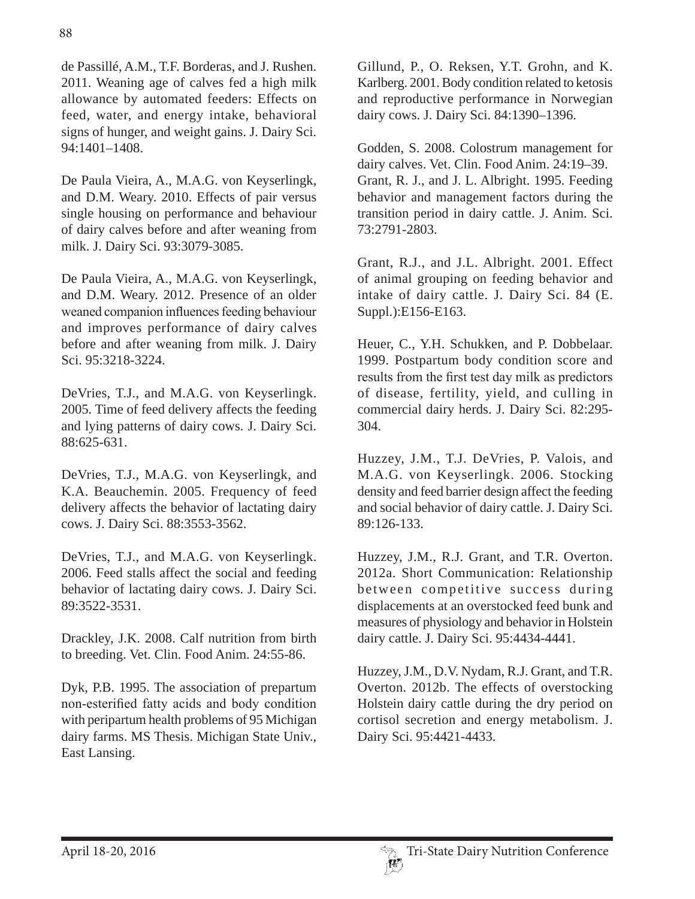de Passillé, A.M., T.F. Borderas, and J. Rushen. 2011. Weaning age of calves fed a high milk allowance by automated feeders: Effects on feed, water, and energy intake, behavioral signs of hunger, and weight gains. J. Dairy Sci. 94:1401–1408.

De Paula Vieira, A., M.A.G. von Keyserlingk, and D.M. Weary. 2010. Effects of pair versus single housing on performance and behaviour of dairy calves before and after weaning from milk. J. Dairy Sci. 93:3079-3085.

De Paula Vieira, A., M.A.G. von Keyserlingk, and D.M. Weary. 2012. Presence of an older weaned companion influences feeding behaviour and improves performance of dairy calves before and after weaning from milk. J. Dairy Sci. 95:3218-3224.

DeVries, T.J., and M.A.G. von Keyserlingk. 2005. Time of feed delivery affects the feeding and lying patterns of dairy cows. J. Dairy Sci. 88:625-631.

DeVries, T.J., M.A.G. von Keyserlingk, and K.A. Beauchemin. 2005. Frequency of feed delivery affects the behavior of lactating dairy cows. J. Dairy Sci. 88:3553-3562.

DeVries, T.J., and M.A.G. von Keyserlingk. 2006. Feed stalls affect the social and feeding behavior of lactating dairy cows. J. Dairy Sci. 89:3522-3531.

Drackley, J.K. 2008. Calf nutrition from birth to breeding. Vet. Clin. Food Anim. 24:55-86.

Dyk, P.B. 1995. The association of prepartum non-esterified fatty acids and body condition with peripartum health problems of 95 Michigan dairy farms. MS Thesis. Michigan State Univ., East Lansing.

Gillund, P., O. Reksen, Y.T. Grohn, and K. Karlberg. 2001. Body condition related to ketosis and reproductive performance in Norwegian dairy cows. J. Dairy Sci. 84:1390–1396.

Godden, S. 2008. Colostrum management for dairy calves. Vet. Clin. Food Anim. 24:19–39.

Grant, R. J., and J. L. Albright. 1995. Feeding behavior and management factors during the transition period in dairy cattle. J. Anim. Sci. 73:2791-2803.

Grant, R.J., and J.L. Albright. 2001. Effect of animal grouping on feeding behavior and intake of dairy cattle. J. Dairy Sci. 84 (E. Suppl.):E156-E163.

Heuer, C., Y.H. Schukken, and P. Dobbelaar. 1999. Postpartum body condition score and results from the first test day milk as predictors of disease, fertility, yield, and culling in commercial dairy herds. J. Dairy Sci. 82:295-304.

Huzzey, J.M., T.J. DeVries, P. Valois, and M.A.G. von Keyserlingk. 2006. Stocking density and feed barrier design affect the feeding and social behavior of dairy cattle. J. Dairy Sci. 89:126-133.

Huzzey, J.M., R.J. Grant, and T.R. Overton. 2012a. Short Communication: Relationship between competitive success during displacements at an overstocked feed bunk and measures of physiology and behavior in Holstein dairy cattle. J. Dairy Sci. 95:4434-4441.

Huzzey, J.M., D.V. Nydam, R.J. Grant, and T.R. Overton. 2012b. The effects of overstocking Holstein dairy cattle during the dry period on cortisol secretion and energy metabolism. J. Dairy Sci. 95:4421-4433.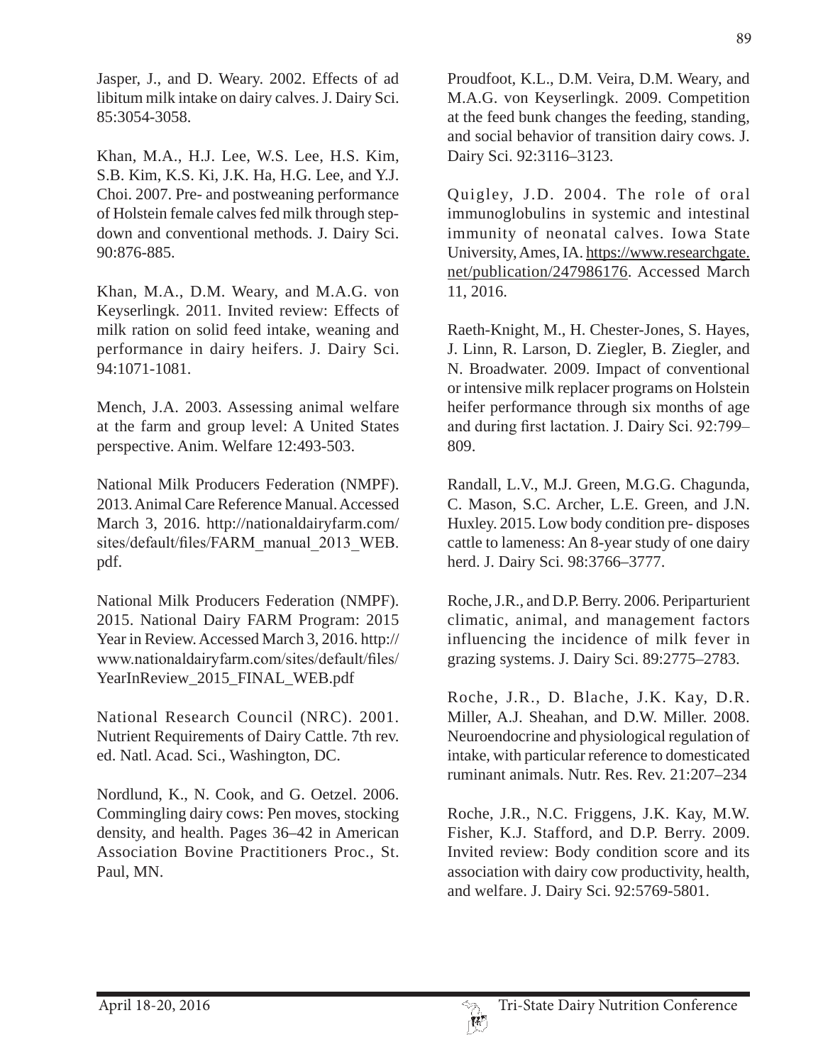Jasper, J., and D. Weary. 2002. Effects of ad libitum milk intake on dairy calves. J. Dairy Sci. 85:3054-3058.

Khan, M.A., H.J. Lee, W.S. Lee, H.S. Kim, S.B. Kim, K.S. Ki, J.K. Ha, H.G. Lee, and Y.J. Choi. 2007. Pre- and postweaning performance of Holstein female calves fed milk through step-down and conventional methods. J. Dairy Sci. 90:876-885.

Khan, M.A., D.M. Weary, and M.A.G. von Keyserlingk. 2011. Invited review: Effects of milk ration on solid feed intake, weaning and performance in dairy heifers. J. Dairy Sci. 94:1071-1081.

Mench, J.A. 2003. Assessing animal welfare at the farm and group level: A United States perspective. Anim. Welfare 12:493-503.

National Milk Producers Federation (NMPF). 2013. Animal Care Reference Manual. Accessed March 3, 2016. http://nationaldairyfarm.com/sites/default/files/FARM_manual_2013_WEB.pdf.

National Milk Producers Federation (NMPF). 2015. National Dairy FARM Program: 2015 Year in Review. Accessed March 3, 2016. http://www.nationaldairyfarm.com/sites/default/files/YearInReview_2015_FINAL_WEB.pdf

National Research Council (NRC). 2001. Nutrient Requirements of Dairy Cattle. 7th rev. ed. Natl. Acad. Sci., Washington, DC.

Nordlund, K., N. Cook, and G. Oetzel. 2006. Commingling dairy cows: Pen moves, stocking density, and health. Pages 36–42 in American Association Bovine Practitioners Proc., St. Paul, MN.

Proudfoot, K.L., D.M. Veira, D.M. Weary, and M.A.G. von Keyserlingk. 2009. Competition at the feed bunk changes the feeding, standing, and social behavior of transition dairy cows. J. Dairy Sci. 92:3116–3123.

Quigley, J.D. 2004. The role of oral immunoglobulins in systemic and intestinal immunity of neonatal calves. Iowa State University, Ames, IA. https://www.researchgate.net/publication/247986176. Accessed March 11, 2016.

Raeth-Knight, M., H. Chester-Jones, S. Hayes, J. Linn, R. Larson, D. Ziegler, B. Ziegler, and N. Broadwater. 2009. Impact of conventional or intensive milk replacer programs on Holstein heifer performance through six months of age and during first lactation. J. Dairy Sci. 92:799–809.

Randall, L.V., M.J. Green, M.G.G. Chagunda, C. Mason, S.C. Archer, L.E. Green, and J.N. Huxley. 2015. Low body condition pre- disposes cattle to lameness: An 8-year study of one dairy herd. J. Dairy Sci. 98:3766–3777.

Roche, J.R., and D.P. Berry. 2006. Periparturient climatic, animal, and management factors influencing the incidence of milk fever in grazing systems. J. Dairy Sci. 89:2775–2783.

Roche, J.R., D. Blache, J.K. Kay, D.R. Miller, A.J. Sheahan, and D.W. Miller. 2008. Neuroendocrine and physiological regulation of intake, with particular reference to domesticated ruminant animals. Nutr. Res. Rev. 21:207–234

Roche, J.R., N.C. Friggens, J.K. Kay, M.W. Fisher, K.J. Stafford, and D.P. Berry. 2009. Invited review: Body condition score and its association with dairy cow productivity, health, and welfare. J. Dairy Sci. 92:5769-5801.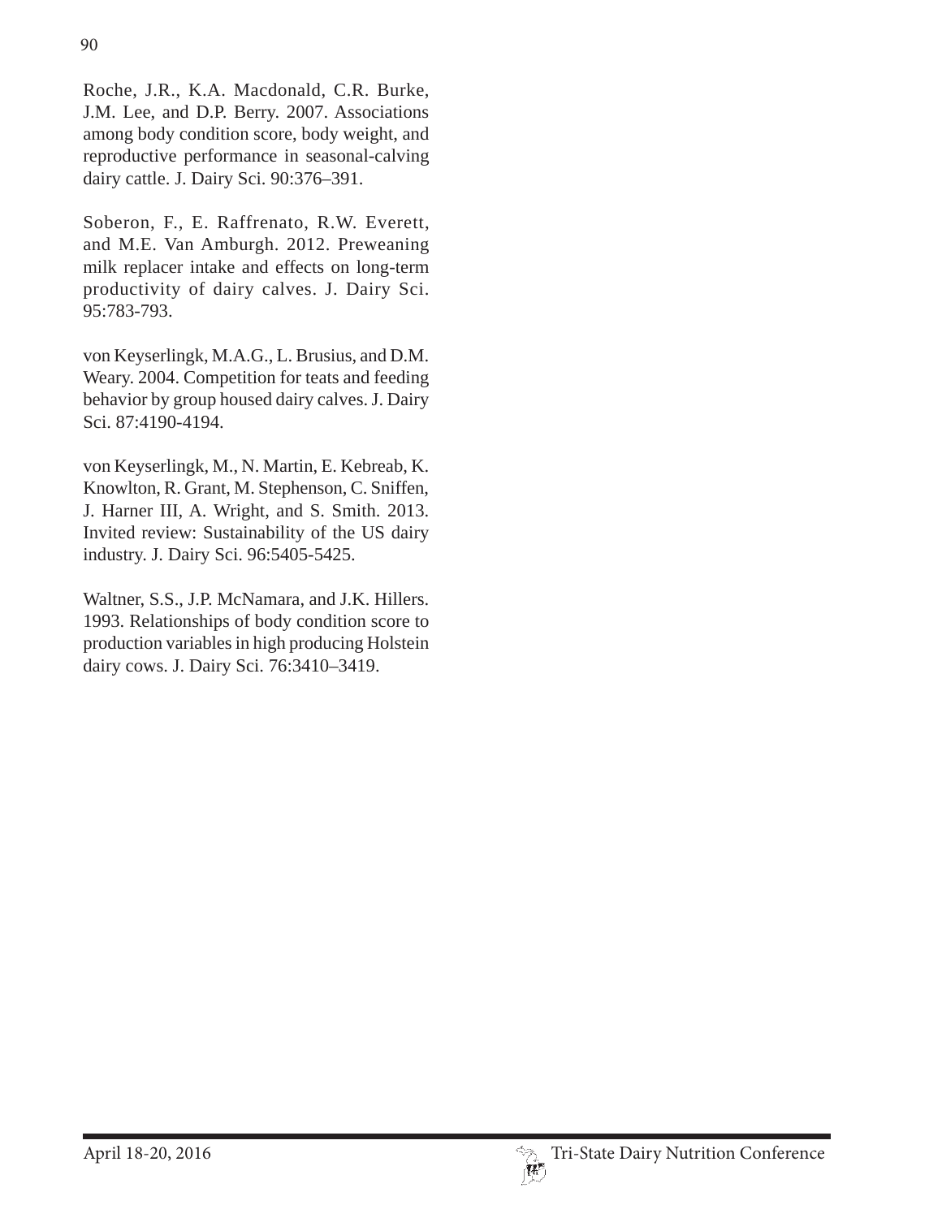Roche, J.R., K.A. Macdonald, C.R. Burke, J.M. Lee, and D.P. Berry. 2007. Associations among body condition score, body weight, and reproductive performance in seasonal-calving dairy cattle. J. Dairy Sci. 90:376–391.

Soberon, F., E. Raffrenato, R.W. Everett, and M.E. Van Amburgh. 2012. Preweaning milk replacer intake and effects on long-term productivity of dairy calves. J. Dairy Sci. 95:783-793.

von Keyserlingk, M.A.G., L. Brusius, and D.M. Weary. 2004. Competition for teats and feeding behavior by group housed dairy calves. J. Dairy Sci. 87:4190-4194.

von Keyserlingk, M., N. Martin, E. Kebreab, K. Knowlton, R. Grant, M. Stephenson, C. Sniffen, J. Harner III, A. Wright, and S. Smith. 2013. Invited review: Sustainability of the US dairy industry. J. Dairy Sci. 96:5405-5425.

Waltner, S.S., J.P. McNamara, and J.K. Hillers. 1993. Relationships of body condition score to production variables in high producing Holstein dairy cows. J. Dairy Sci. 76:3410–3419.